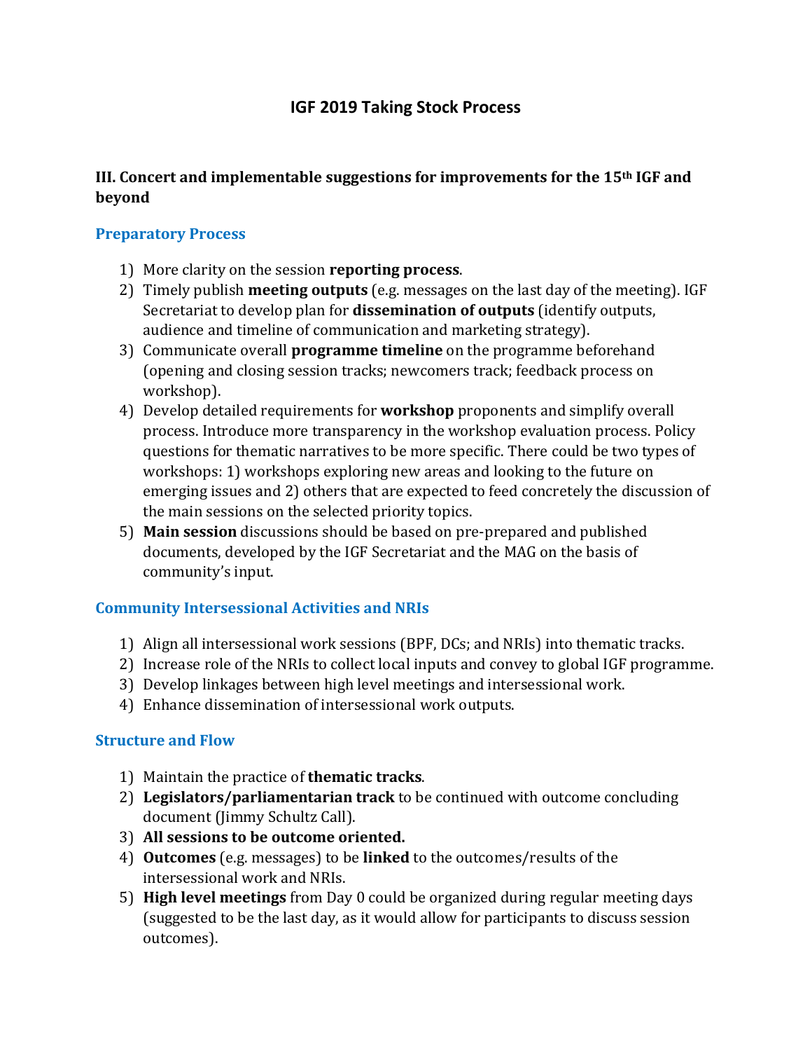# IGF 2019 Taking Stock Process

## III. Concert and implementable suggestions for improvements for the 15th IGF and beyond

### Preparatory Process

1) More clarity on the session **reporting process**.
2) Timely publish **meeting outputs** (e.g. messages on the last day of the meeting). IGF Secretariat to develop plan for **dissemination of outputs** (identify outputs, audience and timeline of communication and marketing strategy).
3) Communicate overall **programme timeline** on the programme beforehand (opening and closing session tracks; newcomers track; feedback process on workshop).
4) Develop detailed requirements for **workshop** proponents and simplify overall process. Introduce more transparency in the workshop evaluation process. Policy questions for thematic narratives to be more specific. There could be two types of workshops: 1) workshops exploring new areas and looking to the future on emerging issues and 2) others that are expected to feed concretely the discussion of the main sessions on the selected priority topics.
5) **Main session** discussions should be based on pre-prepared and published documents, developed by the IGF Secretariat and the MAG on the basis of community's input.

### Community Intersessional Activities and NRIs

1) Align all intersessional work sessions (BPF, DCs; and NRIs) into thematic tracks.
2) Increase role of the NRIs to collect local inputs and convey to global IGF programme.
3) Develop linkages between high level meetings and intersessional work.
4) Enhance dissemination of intersessional work outputs.

### Structure and Flow

1) Maintain the practice of **thematic tracks**.
2) **Legislators/parliamentarian track** to be continued with outcome concluding document (Jimmy Schultz Call).
3) **All sessions to be outcome oriented.**
4) **Outcomes** (e.g. messages) to be **linked** to the outcomes/results of the intersessional work and NRIs.
5) **High level meetings** from Day 0 could be organized during regular meeting days (suggested to be the last day, as it would allow for participants to discuss session outcomes).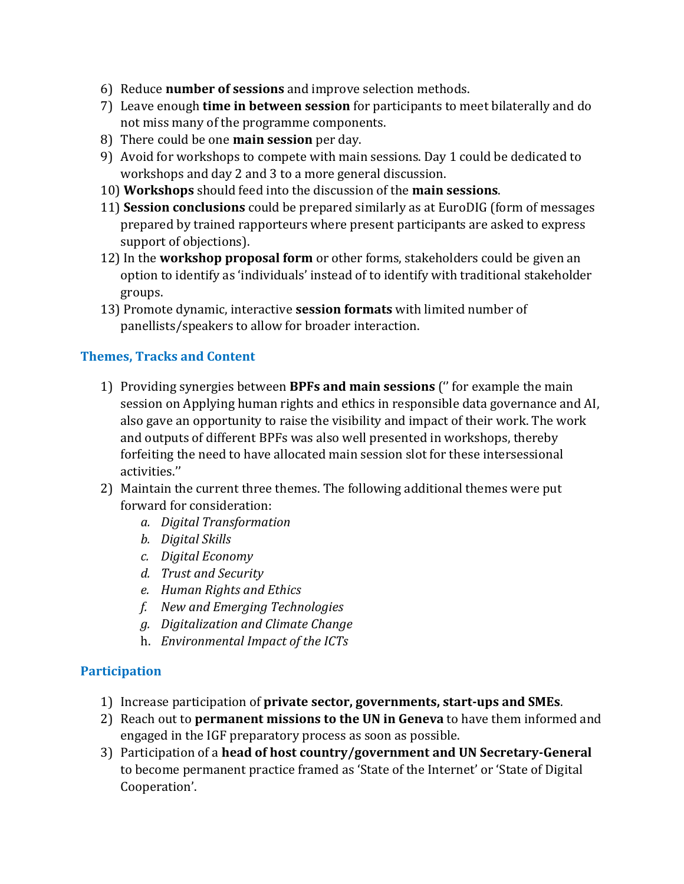6) Reduce **number of sessions** and improve selection methods.
7) Leave enough **time in between session** for participants to meet bilaterally and do not miss many of the programme components.
8) There could be one **main session** per day.
9) Avoid for workshops to compete with main sessions. Day 1 could be dedicated to workshops and day 2 and 3 to a more general discussion.
10) **Workshops** should feed into the discussion of the **main sessions**.
11) **Session conclusions** could be prepared similarly as at EuroDIG (form of messages prepared by trained rapporteurs where present participants are asked to express support of objections).
12) In the **workshop proposal form** or other forms, stakeholders could be given an option to identify as 'individuals' instead of to identify with traditional stakeholder groups.
13) Promote dynamic, interactive **session formats** with limited number of panellists/speakers to allow for broader interaction.

### Themes, Tracks and Content

1) Providing synergies between **BPFs and main sessions** ('' for example the main session on Applying human rights and ethics in responsible data governance and AI, also gave an opportunity to raise the visibility and impact of their work. The work and outputs of different BPFs was also well presented in workshops, thereby forfeiting the need to have allocated main session slot for these intersessional activities.''
2) Maintain the current three themes. The following additional themes were put forward for consideration:
    a. *Digital Transformation*
    b. *Digital Skills*
    c. *Digital Economy*
    d. *Trust and Security*
    e. *Human Rights and Ethics*
    f. *New and Emerging Technologies*
    g. *Digitalization and Climate Change*
    h. *Environmental Impact of the ICTs*

### Participation

1) Increase participation of **private sector, governments, start-ups and SMEs**.
2) Reach out to **permanent missions to the UN in Geneva** to have them informed and engaged in the IGF preparatory process as soon as possible.
3) Participation of a **head of host country/government and UN Secretary-General** to become permanent practice framed as 'State of the Internet' or 'State of Digital Cooperation'.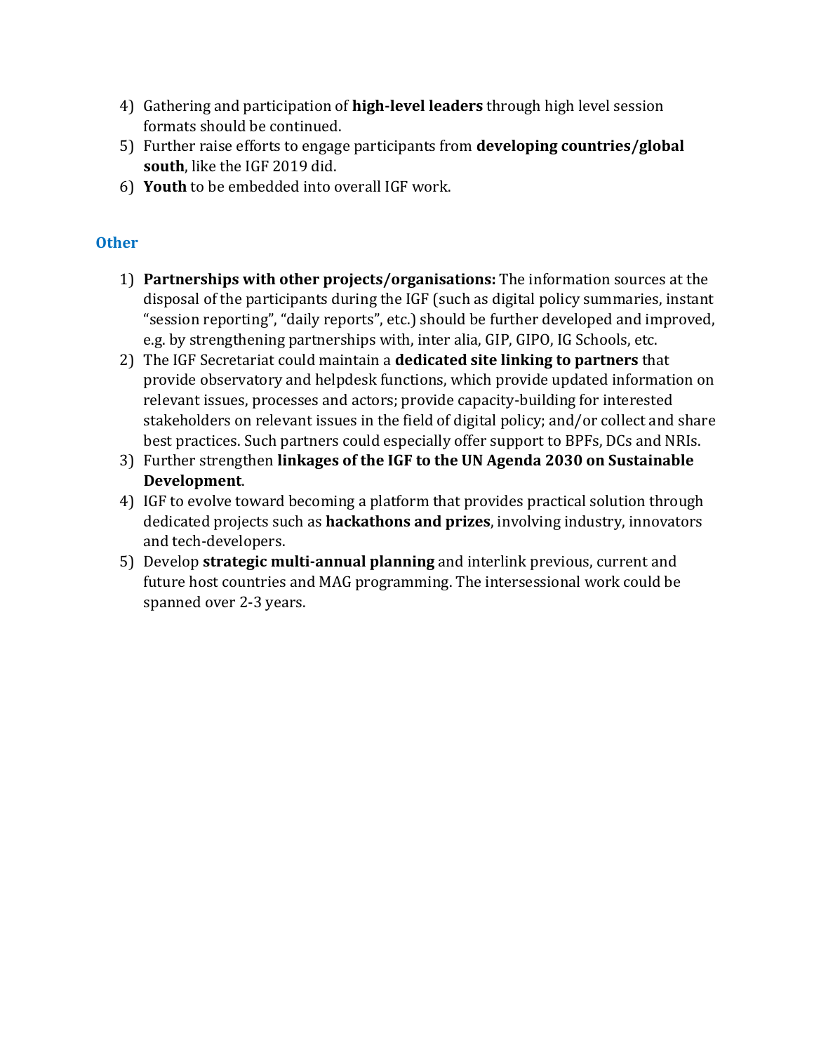4) Gathering and participation of **high-level leaders** through high level session formats should be continued.
5) Further raise efforts to engage participants from **developing countries/global south**, like the IGF 2019 did.
6) **Youth** to be embedded into overall IGF work.

## Other

1) **Partnerships with other projects/organisations:** The information sources at the disposal of the participants during the IGF (such as digital policy summaries, instant "session reporting", "daily reports", etc.) should be further developed and improved, e.g. by strengthening partnerships with, inter alia, GIP, GIPO, IG Schools, etc.
2) The IGF Secretariat could maintain a **dedicated site linking to partners** that provide observatory and helpdesk functions, which provide updated information on relevant issues, processes and actors; provide capacity-building for interested stakeholders on relevant issues in the field of digital policy; and/or collect and share best practices. Such partners could especially offer support to BPFs, DCs and NRIs.
3) Further strengthen **linkages of the IGF to the UN Agenda 2030 on Sustainable Development**.
4) IGF to evolve toward becoming a platform that provides practical solution through dedicated projects such as **hackathons and prizes**, involving industry, innovators and tech-developers.
5) Develop **strategic multi-annual planning** and interlink previous, current and future host countries and MAG programming. The intersessional work could be spanned over 2-3 years.